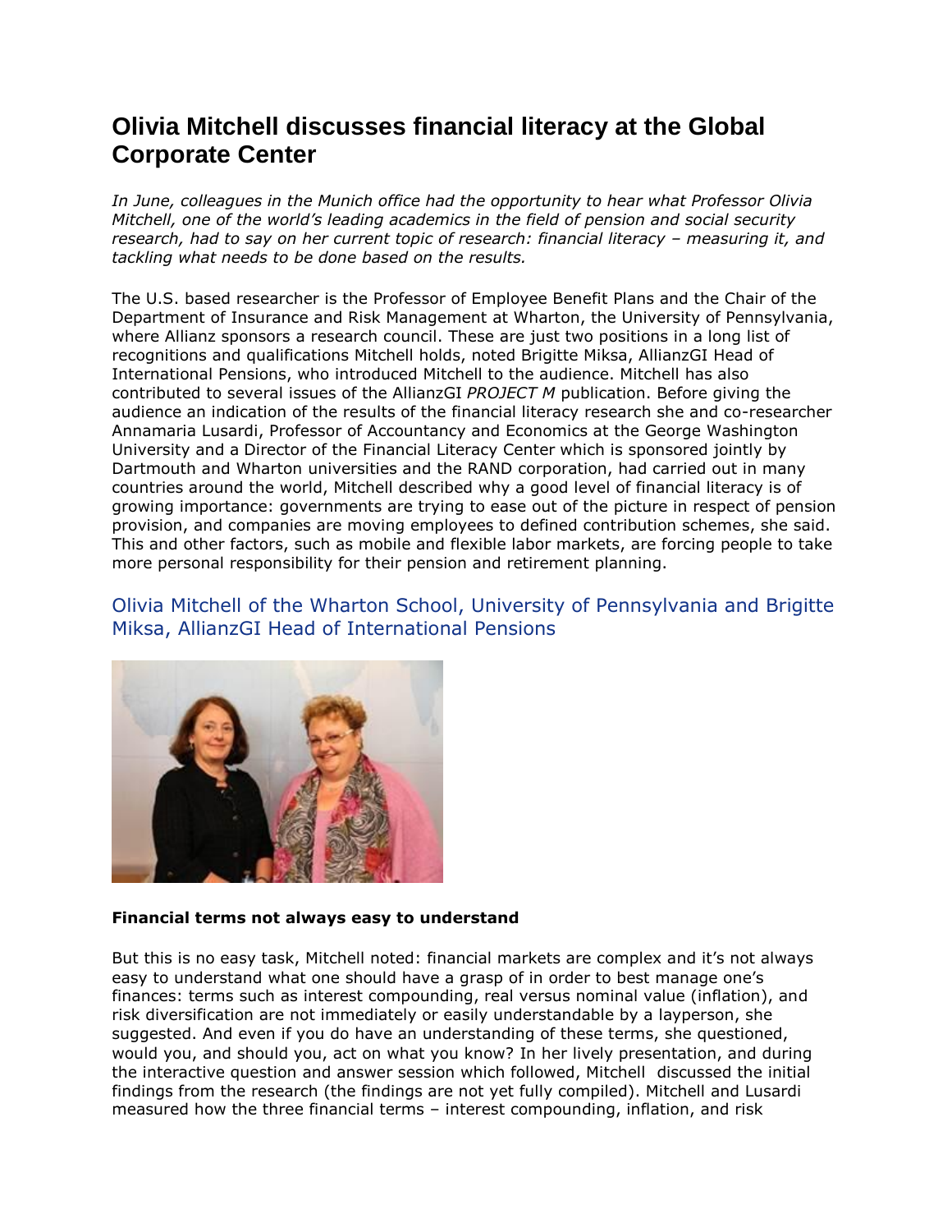# Olivia Mitchell discusses financial literacy at the Global Corporate Center

*In June, colleagues in the Munich office had the opportunity to hear what Professor Olivia Mitchell, one of the world's leading academics in the field of pension and social security research, had to say on her current topic of research: financial literacy – measuring it, and tackling what needs to be done based on the results.*

The U.S. based researcher is the Professor of Employee Benefit Plans and the Chair of the Department of Insurance and Risk Management at Wharton, the University of Pennsylvania, where Allianz sponsors a research council. These are just two positions in a long list of recognitions and qualifications Mitchell holds, noted Brigitte Miksa, AllianzGI Head of International Pensions, who introduced Mitchell to the audience. Mitchell has also contributed to several issues of the AllianzGI *PROJECT M* publication. Before giving the audience an indication of the results of the financial literacy research she and co-researcher Annamaria Lusardi, Professor of Accountancy and Economics at the George Washington University and a Director of the Financial Literacy Center which is sponsored jointly by Dartmouth and Wharton universities and the RAND corporation, had carried out in many countries around the world, Mitchell described why a good level of financial literacy is of growing importance: governments are trying to ease out of the picture in respect of pension provision, and companies are moving employees to defined contribution schemes, she said. This and other factors, such as mobile and flexible labor markets, are forcing people to take more personal responsibility for their pension and retirement planning.

Olivia Mitchell of the Wharton School, University of Pennsylvania and Brigitte Miksa, AllianzGI Head of International Pensions

**Financial terms not always easy to understand**

But this is no easy task, Mitchell noted: financial markets are complex and it's not always easy to understand what one should have a grasp of in order to best manage one's finances: terms such as interest compounding, real versus nominal value (inflation), and risk diversification are not immediately or easily understandable by a layperson, she suggested. And even if you do have an understanding of these terms, she questioned, would you, and should you, act on what you know? In her lively presentation, and during the interactive question and answer session which followed, Mitchell discussed the initial findings from the research (the findings are not yet fully compiled). Mitchell and Lusardi measured how the three financial terms – interest compounding, inflation, and risk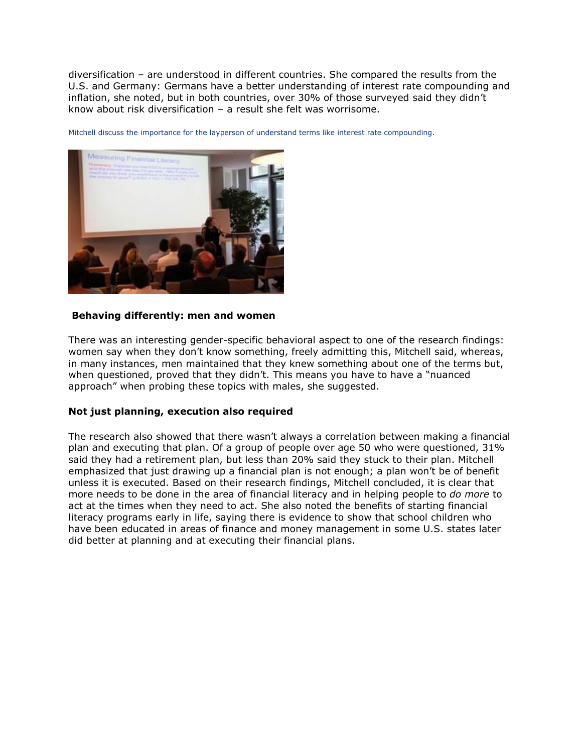diversification – are understood in different countries. She compared the results from the U.S. and Germany: Germans have a better understanding of interest rate compounding and inflation, she noted, but in both countries, over 30% of those surveyed said they didn't know about risk diversification – a result she felt was worrisome.

Mitchell discuss the importance for the layperson of understand terms like interest rate compounding.

### Behaving differently: men and women

There was an interesting gender-specific behavioral aspect to one of the research findings: women say when they don't know something, freely admitting this, Mitchell said, whereas, in many instances, men maintained that they knew something about one of the terms but, when questioned, proved that they didn't. This means you have to have a "nuanced approach" when probing these topics with males, she suggested.

### Not just planning, execution also required

The research also showed that there wasn't always a correlation between making a financial plan and executing that plan. Of a group of people over age 50 who were questioned, 31% said they had a retirement plan, but less than 20% said they stuck to their plan. Mitchell emphasized that just drawing up a financial plan is not enough; a plan won't be of benefit unless it is executed. Based on their research findings, Mitchell concluded, it is clear that more needs to be done in the area of financial literacy and in helping people to *do more* to act at the times when they need to act. She also noted the benefits of starting financial literacy programs early in life, saying there is evidence to show that school children who have been educated in areas of finance and money management in some U.S. states later did better at planning and at executing their financial plans.